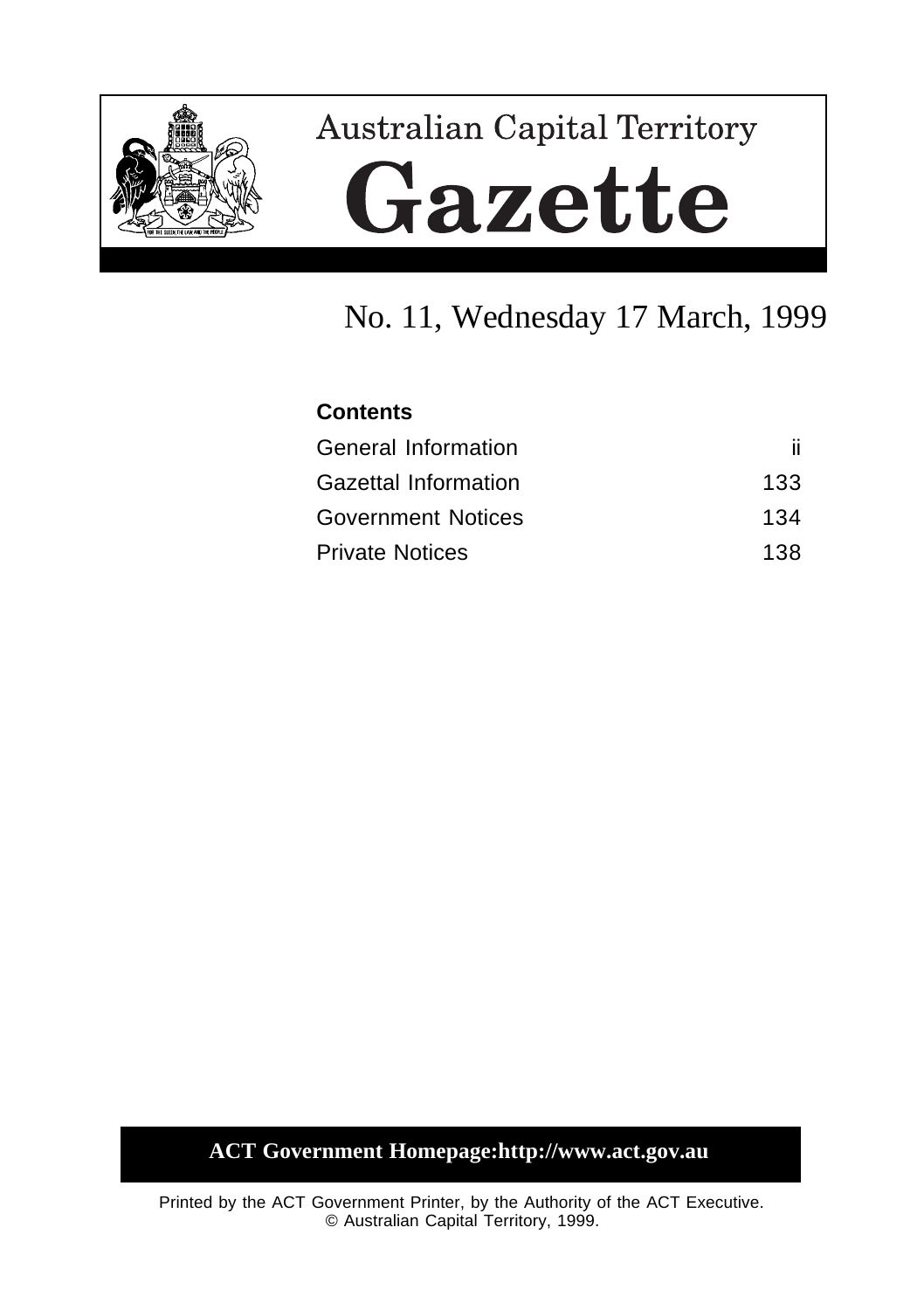# Australian Capital Territory

# Gazette

## No. 11, Wednesday 17 March, 1999

**Contents**

| | |
|---|---|
| General Information | ii |
| Gazettal Information | 133 |
| Government Notices | 134 |
| Private Notices | 138 |

**ACT Government Homepage:http://www.act.gov.au**

Printed by the ACT Government Printer, by the Authority of the ACT Executive.
© Australian Capital Territory, 1999.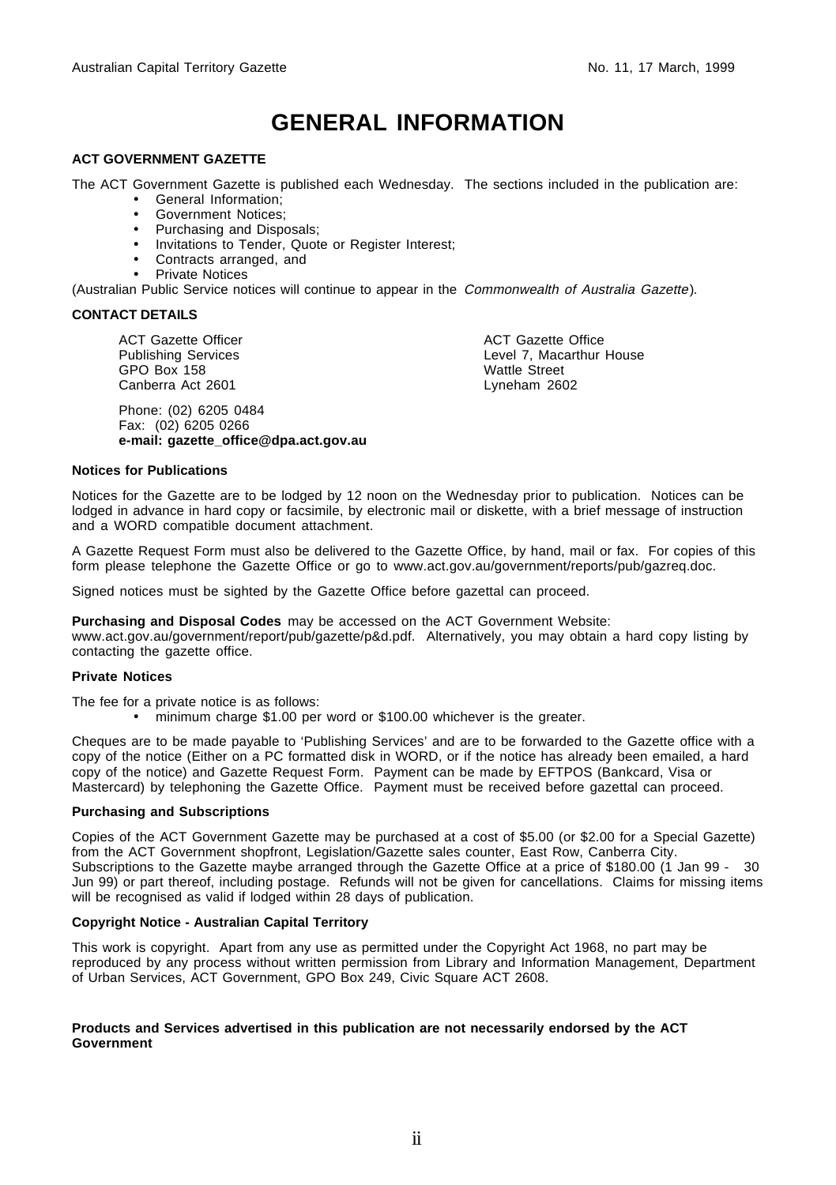# GENERAL INFORMATION

## ACT GOVERNMENT GAZETTE

The ACT Government Gazette is published each Wednesday. The sections included in the publication are:

- General Information;
- Government Notices;
- Purchasing and Disposals;
- Invitations to Tender, Quote or Register Interest;
- Contracts arranged, and
- Private Notices

(Australian Public Service notices will continue to appear in the *Commonwealth of Australia Gazette*).

## CONTACT DETAILS

ACT Gazette Officer
Publishing Services
GPO Box 158
Canberra Act 2601

ACT Gazette Office
Level 7, Macarthur House
Wattle Street
Lyneham 2602

Phone: (02) 6205 0484
Fax: (02) 6205 0266
**e-mail: gazette_office@dpa.act.gov.au**

### Notices for Publications

Notices for the Gazette are to be lodged by 12 noon on the Wednesday prior to publication. Notices can be lodged in advance in hard copy or facsimile, by electronic mail or diskette, with a brief message of instruction and a WORD compatible document attachment.

A Gazette Request Form must also be delivered to the Gazette Office, by hand, mail or fax. For copies of this form please telephone the Gazette Office or go to www.act.gov.au/government/reports/pub/gazreq.doc.

Signed notices must be sighted by the Gazette Office before gazettal can proceed.

**Purchasing and Disposal Codes** may be accessed on the ACT Government Website: www.act.gov.au/government/report/pub/gazette/p&d.pdf. Alternatively, you may obtain a hard copy listing by contacting the gazette office.

### Private Notices

The fee for a private notice is as follows:

- minimum charge $1.00 per word or $100.00 whichever is the greater.

Cheques are to be made payable to 'Publishing Services' and are to be forwarded to the Gazette office with a copy of the notice (Either on a PC formatted disk in WORD, or if the notice has already been emailed, a hard copy of the notice) and Gazette Request Form. Payment can be made by EFTPOS (Bankcard, Visa or Mastercard) by telephoning the Gazette Office. Payment must be received before gazettal can proceed.

### Purchasing and Subscriptions

Copies of the ACT Government Gazette may be purchased at a cost of $5.00 (or $2.00 for a Special Gazette) from the ACT Government shopfront, Legislation/Gazette sales counter, East Row, Canberra City. Subscriptions to the Gazette maybe arranged through the Gazette Office at a price of $180.00 (1 Jan 99 - 30 Jun 99) or part thereof, including postage. Refunds will not be given for cancellations. Claims for missing items will be recognised as valid if lodged within 28 days of publication.

### Copyright Notice - Australian Capital Territory

This work is copyright. Apart from any use as permitted under the Copyright Act 1968, no part may be reproduced by any process without written permission from Library and Information Management, Department of Urban Services, ACT Government, GPO Box 249, Civic Square ACT 2608.

**Products and Services advertised in this publication are not necessarily endorsed by the ACT Government**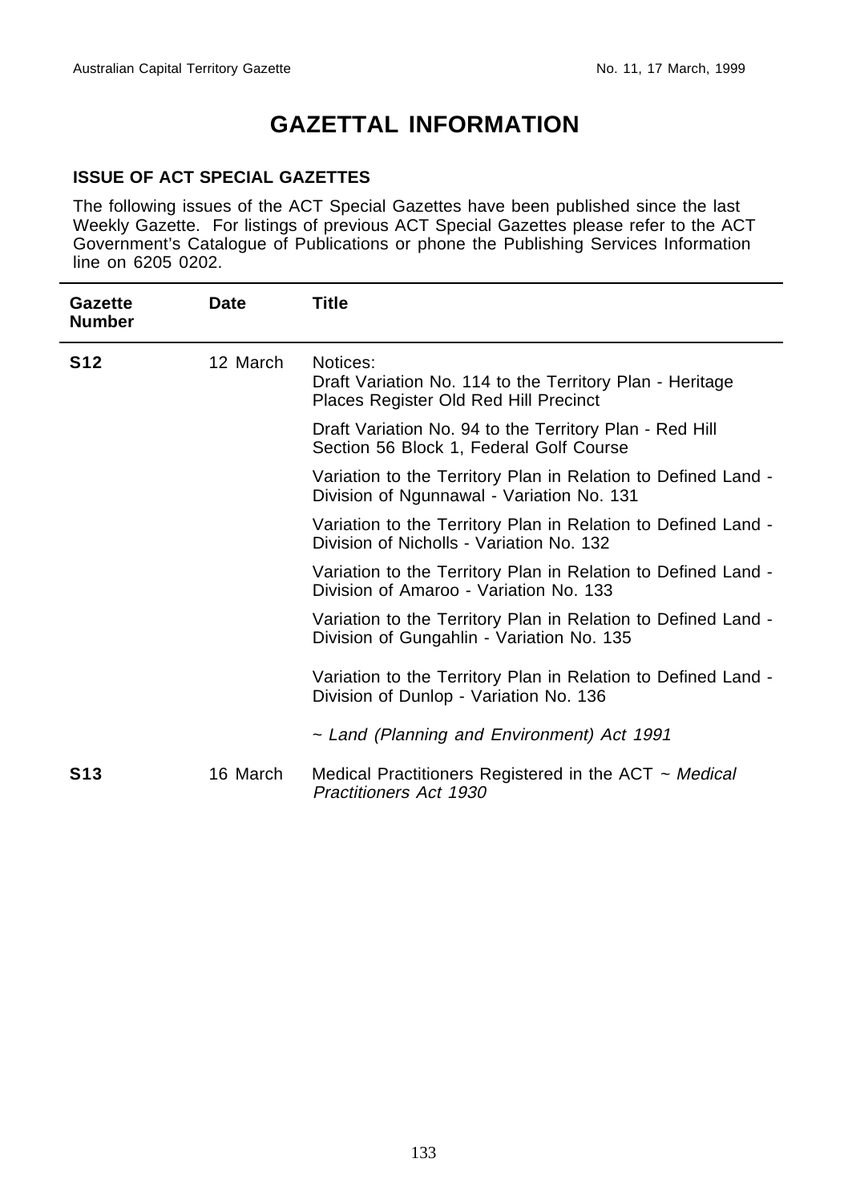# GAZETTAL INFORMATION

### ISSUE OF ACT SPECIAL GAZETTES

The following issues of the ACT Special Gazettes have been published since the last Weekly Gazette. For listings of previous ACT Special Gazettes please refer to the ACT Government's Catalogue of Publications or phone the Publishing Services Information line on 6205 0202.

| Gazette Number | Date | Title |
|---|---|---|
| **S12** | 12 March | Notices:<br>Draft Variation No. 114 to the Territory Plan - Heritage Places Register Old Red Hill Precinct |
| | | Draft Variation No. 94 to the Territory Plan - Red Hill Section 56 Block 1, Federal Golf Course |
| | | Variation to the Territory Plan in Relation to Defined Land - Division of Ngunnawal - Variation No. 131 |
| | | Variation to the Territory Plan in Relation to Defined Land - Division of Nicholls - Variation No. 132 |
| | | Variation to the Territory Plan in Relation to Defined Land - Division of Amaroo - Variation No. 133 |
| | | Variation to the Territory Plan in Relation to Defined Land - Division of Gungahlin - Variation No. 135 |
| | | Variation to the Territory Plan in Relation to Defined Land - Division of Dunlop - Variation No. 136 |
| | | ~ *Land (Planning and Environment) Act 1991* |
| **S13** | 16 March | Medical Practitioners Registered in the ACT ~ *Medical Practitioners Act 1930* |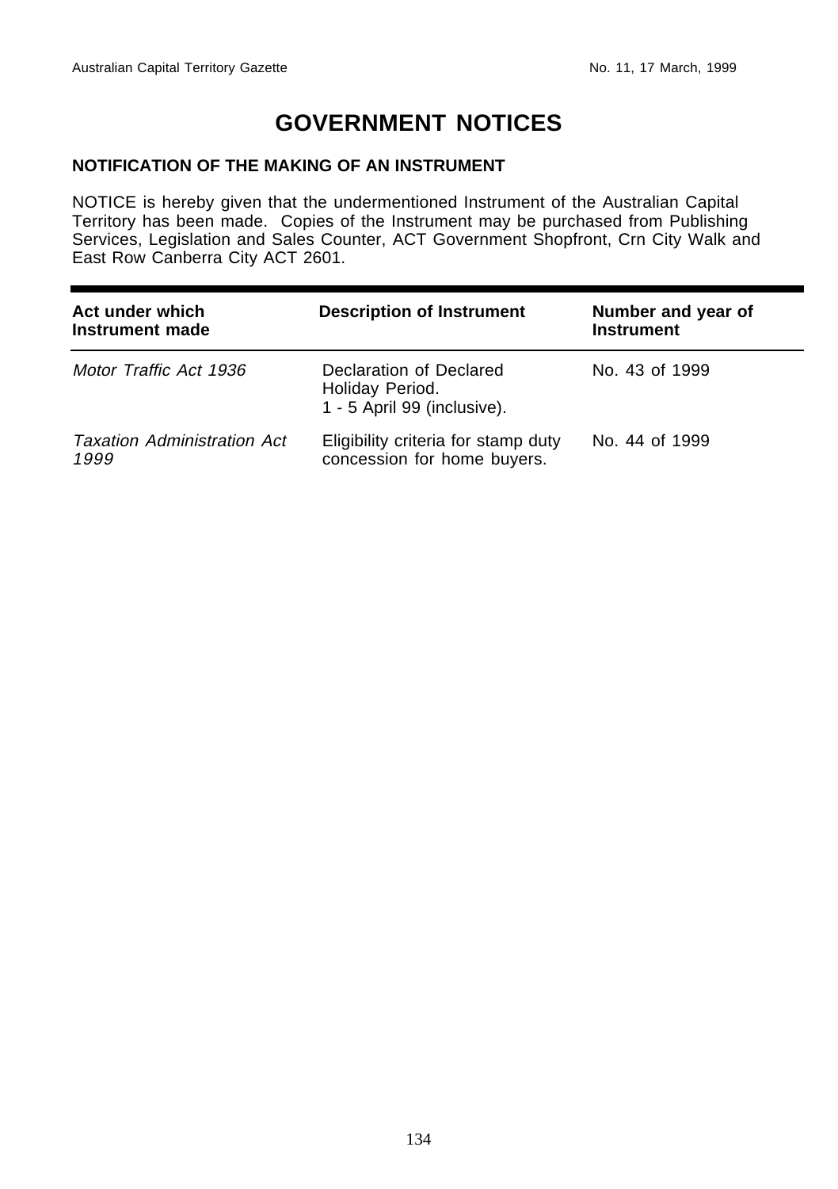# GOVERNMENT NOTICES

### NOTIFICATION OF THE MAKING OF AN INSTRUMENT

NOTICE is hereby given that the undermentioned Instrument of the Australian Capital Territory has been made. Copies of the Instrument may be purchased from Publishing Services, Legislation and Sales Counter, ACT Government Shopfront, Crn City Walk and East Row Canberra City ACT 2601.

| Act under which Instrument made | Description of Instrument | Number and year of Instrument |
|---|---|---|
| *Motor Traffic Act 1936* | Declaration of Declared Holiday Period. 1 - 5 April 99 (inclusive). | No. 43 of 1999 |
| *Taxation Administration Act 1999* | Eligibility criteria for stamp duty concession for home buyers. | No. 44 of 1999 |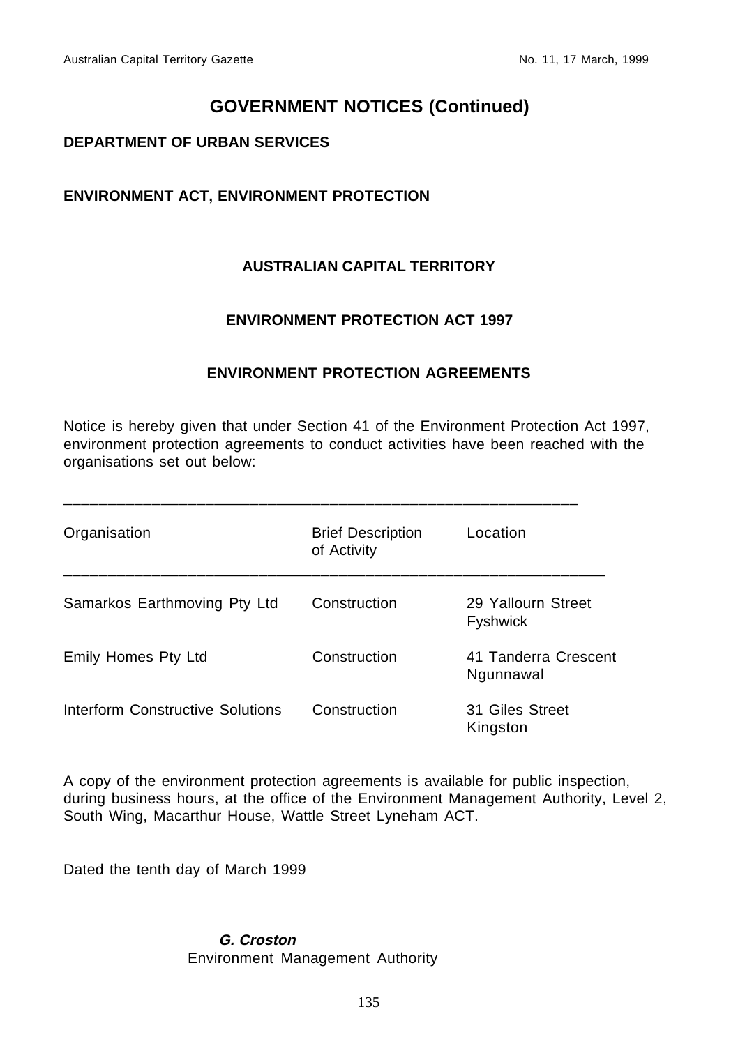# GOVERNMENT NOTICES (Continued)

## DEPARTMENT OF URBAN SERVICES

## ENVIRONMENT ACT, ENVIRONMENT PROTECTION

### AUSTRALIAN CAPITAL TERRITORY

### ENVIRONMENT PROTECTION ACT 1997

### ENVIRONMENT PROTECTION AGREEMENTS

Notice is hereby given that under Section 41 of the Environment Protection Act 1997, environment protection agreements to conduct activities have been reached with the organisations set out below:

| Organisation | Brief Description of Activity | Location |
|---|---|---|
| Samarkos Earthmoving Pty Ltd | Construction | 29 Yallourn Street Fyshwick |
| Emily Homes Pty Ltd | Construction | 41 Tanderra Crescent Ngunnawal |
| Interform Constructive Solutions | Construction | 31 Giles Street Kingston |

A copy of the environment protection agreements is available for public inspection, during business hours, at the office of the Environment Management Authority, Level 2, South Wing, Macarthur House, Wattle Street Lyneham ACT.

Dated the tenth day of March 1999

***G. Croston***
Environment Management Authority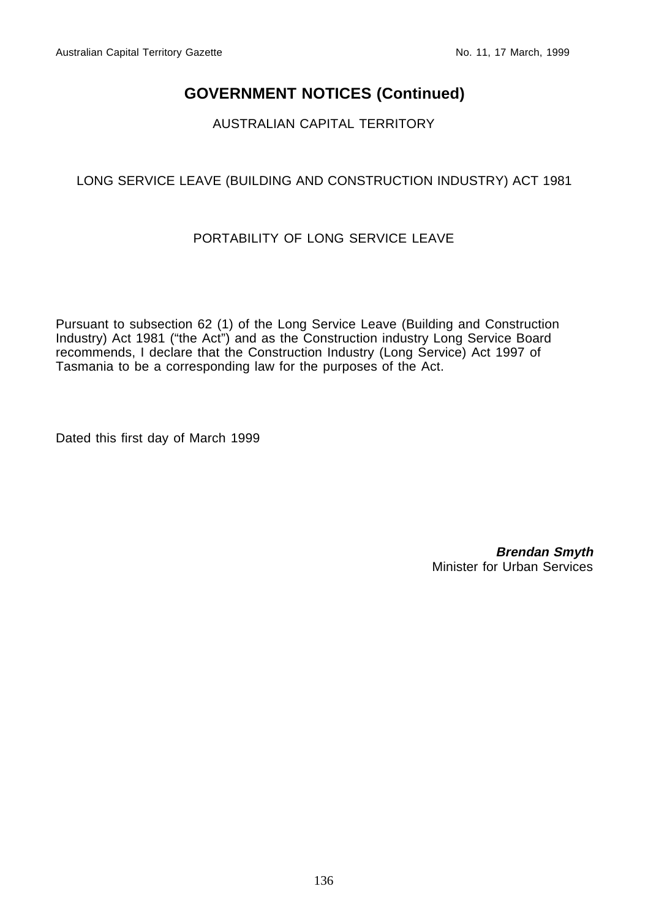## GOVERNMENT NOTICES (Continued)

AUSTRALIAN CAPITAL TERRITORY

LONG SERVICE LEAVE (BUILDING AND CONSTRUCTION INDUSTRY) ACT 1981

PORTABILITY OF LONG SERVICE LEAVE

Pursuant to subsection 62 (1) of the Long Service Leave (Building and Construction Industry) Act 1981 ("the Act") and as the Construction industry Long Service Board recommends, I declare that the Construction Industry (Long Service) Act 1997 of Tasmania to be a corresponding law for the purposes of the Act.

Dated this first day of March 1999

***Brendan Smyth***
Minister for Urban Services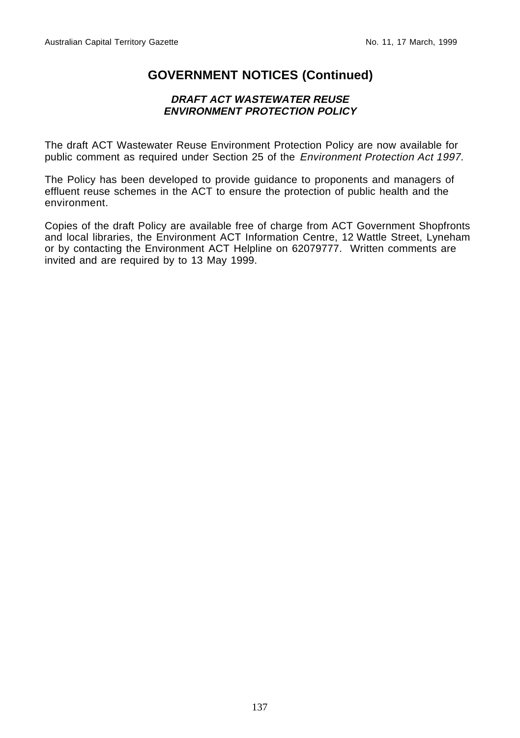## GOVERNMENT NOTICES (Continued)

### *DRAFT ACT WASTEWATER REUSE ENVIRONMENT PROTECTION POLICY*

The draft ACT Wastewater Reuse Environment Protection Policy are now available for public comment as required under Section 25 of the *Environment Protection Act 1997.*

The Policy has been developed to provide guidance to proponents and managers of effluent reuse schemes in the ACT to ensure the protection of public health and the environment.

Copies of the draft Policy are available free of charge from ACT Government Shopfronts and local libraries, the Environment ACT Information Centre, 12 Wattle Street, Lyneham or by contacting the Environment ACT Helpline on 62079777. Written comments are invited and are required by to 13 May 1999.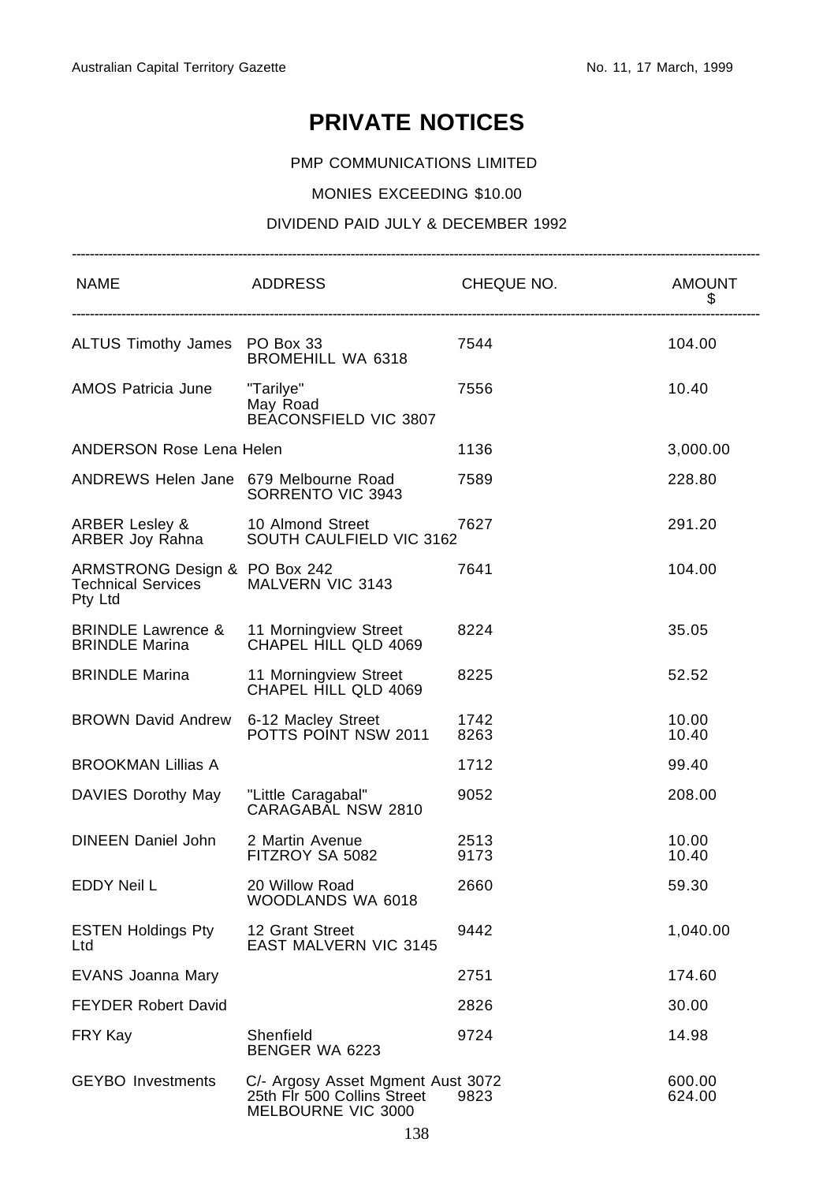# PRIVATE NOTICES

PMP COMMUNICATIONS LIMITED

MONIES EXCEEDING $10.00

DIVIDEND PAID JULY & DECEMBER 1992

| NAME | ADDRESS | CHEQUE NO. | AMOUNT $ |
|---|---|---|---|
| ALTUS Timothy James | PO Box 33<br>BROMEHILL WA 6318 | 7544 | 104.00 |
| AMOS Patricia June | "Tarilye"<br>May Road<br>BEACONSFIELD VIC 3807 | 7556 | 10.40 |
| ANDERSON Rose Lena Helen | | 1136 | 3,000.00 |
| ANDREWS Helen Jane | 679 Melbourne Road<br>SORRENTO VIC 3943 | 7589 | 228.80 |
| ARBER Lesley &<br>ARBER Joy Rahna | 10 Almond Street<br>SOUTH CAULFIELD VIC 3162 | 7627 | 291.20 |
| ARMSTRONG Design & Technical Services Pty Ltd | PO Box 242<br>MALVERN VIC 3143 | 7641 | 104.00 |
| BRINDLE Lawrence &<br>BRINDLE Marina | 11 Morningview Street<br>CHAPEL HILL QLD 4069 | 8224 | 35.05 |
| BRINDLE Marina | 11 Morningview Street<br>CHAPEL HILL QLD 4069 | 8225 | 52.52 |
| BROWN David Andrew | 6-12 Macley Street<br>POTTS POINT NSW 2011 | 1742<br>8263 | 10.00<br>10.40 |
| BROOKMAN Lillias A | | 1712 | 99.40 |
| DAVIES Dorothy May | "Little Caragabal"<br>CARAGABAL NSW 2810 | 9052 | 208.00 |
| DINEEN Daniel John | 2 Martin Avenue<br>FITZROY SA 5082 | 2513<br>9173 | 10.00<br>10.40 |
| EDDY Neil L | 20 Willow Road<br>WOODLANDS WA 6018 | 2660 | 59.30 |
| ESTEN Holdings Pty Ltd | 12 Grant Street<br>EAST MALVERN VIC 3145 | 9442 | 1,040.00 |
| EVANS Joanna Mary | | 2751 | 174.60 |
| FEYDER Robert David | | 2826 | 30.00 |
| FRY Kay | Shenfield<br>BENGER WA 6223 | 9724 | 14.98 |
| GEYBO Investments | C/- Argosy Asset Mgment Aust<br>25th Flr 500 Collins Street<br>MELBOURNE VIC 3000 | 3072<br>9823 | 600.00<br>624.00 |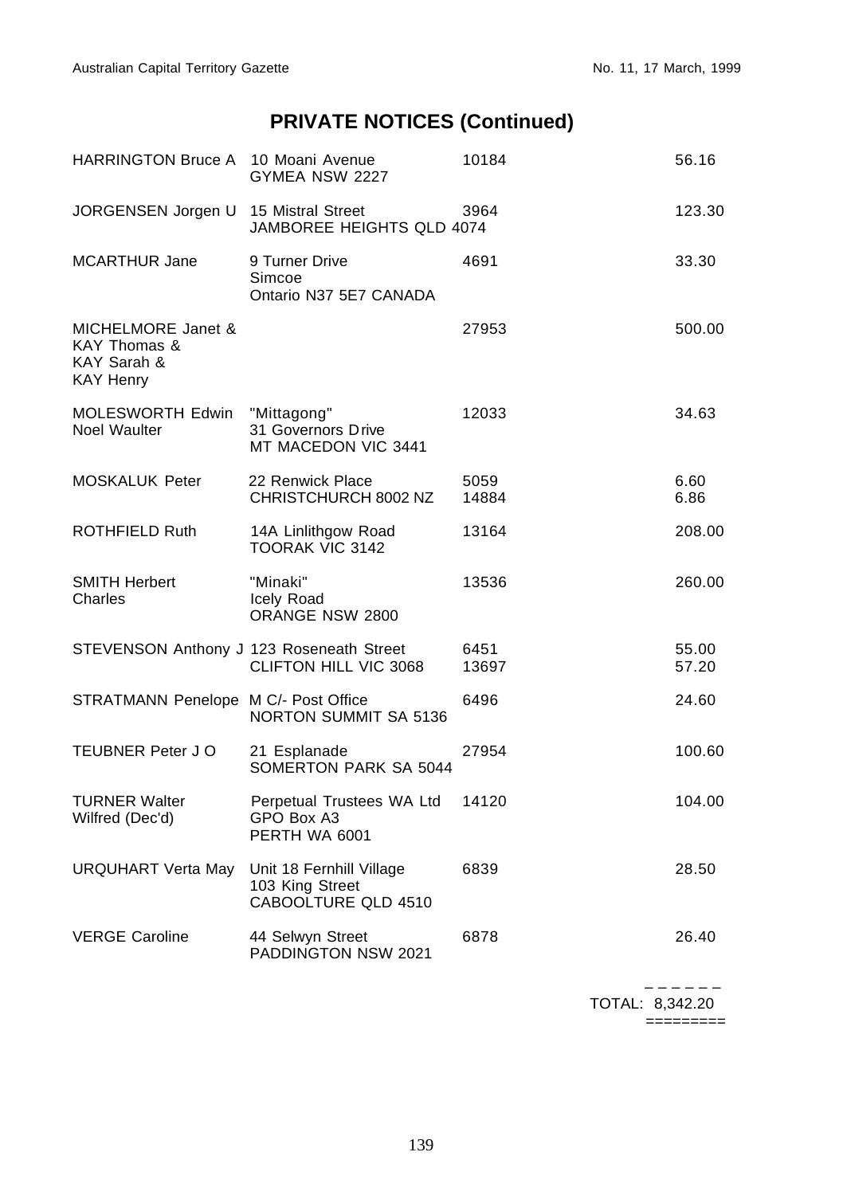# PRIVATE NOTICES (Continued)

| | | | |
|---|---|---|---|
| HARRINGTON Bruce A | 10 Moani Avenue<br>GYMEA NSW 2227 | 10184 | 56.16 |
| JORGENSEN Jorgen U | 15 Mistral Street<br>JAMBOREE HEIGHTS QLD 4074 | 3964 | 123.30 |
| MCARTHUR Jane | 9 Turner Drive<br>Simcoe<br>Ontario N37 5E7 CANADA | 4691 | 33.30 |
| MICHELMORE Janet &<br>KAY Thomas &<br>KAY Sarah &<br>KAY Henry | | 27953 | 500.00 |
| MOLESWORTH Edwin<br>Noel Waulter | "Mittagong"<br>31 Governors Drive<br>MT MACEDON VIC 3441 | 12033 | 34.63 |
| MOSKALUK Peter | 22 Renwick Place<br>CHRISTCHURCH 8002 NZ | 5059<br>14884 | 6.60<br>6.86 |
| ROTHFIELD Ruth | 14A Linlithgow Road<br>TOORAK VIC 3142 | 13164 | 208.00 |
| SMITH Herbert<br>Charles | "Minaki"<br>Icely Road<br>ORANGE NSW 2800 | 13536 | 260.00 |
| STEVENSON Anthony J | 123 Roseneath Street<br>CLIFTON HILL VIC 3068 | 6451<br>13697 | 55.00<br>57.20 |
| STRATMANN Penelope M | C/- Post Office<br>NORTON SUMMIT SA 5136 | 6496 | 24.60 |
| TEUBNER Peter J O | 21 Esplanade<br>SOMERTON PARK SA 5044 | 27954 | 100.60 |
| TURNER Walter<br>Wilfred (Dec'd) | Perpetual Trustees WA Ltd<br>GPO Box A3<br>PERTH WA 6001 | 14120 | 104.00 |
| URQUHART Verta May | Unit 18 Fernhill Village<br>103 King Street<br>CABOOLTURE QLD 4510 | 6839 | 28.50 |
| VERGE Caroline | 44 Selwyn Street<br>PADDINGTON NSW 2021 | 6878 | 26.40 |
| | | TOTAL: | 8,342.20 |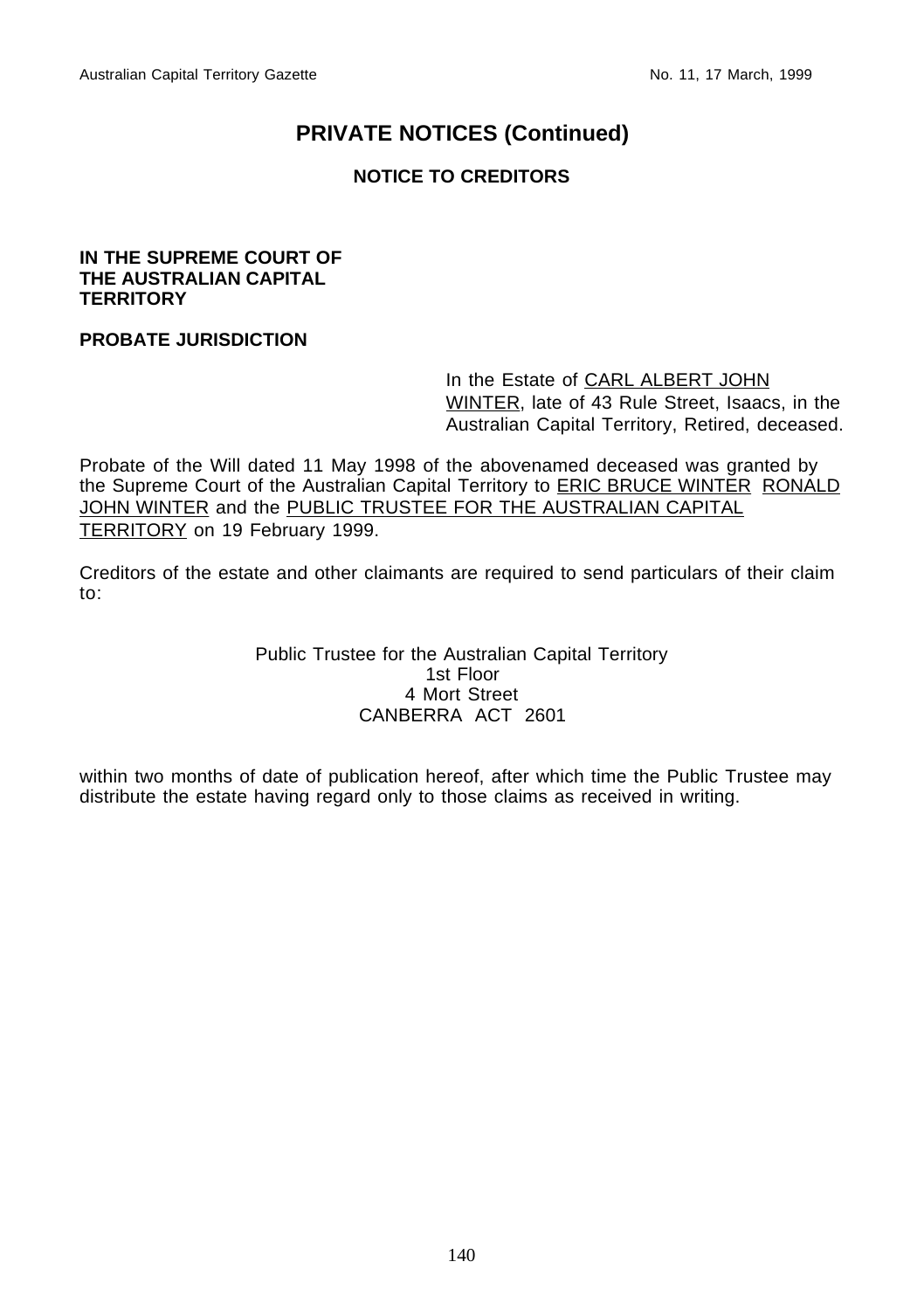# PRIVATE NOTICES (Continued)

## NOTICE TO CREDITORS

**IN THE SUPREME COURT OF THE AUSTRALIAN CAPITAL TERRITORY**

**PROBATE JURISDICTION**

In the Estate of CARL ALBERT JOHN WINTER, late of 43 Rule Street, Isaacs, in the Australian Capital Territory, Retired, deceased.

Probate of the Will dated 11 May 1998 of the abovenamed deceased was granted by the Supreme Court of the Australian Capital Territory to ERIC BRUCE WINTER RONALD JOHN WINTER and the PUBLIC TRUSTEE FOR THE AUSTRALIAN CAPITAL TERRITORY on 19 February 1999.

Creditors of the estate and other claimants are required to send particulars of their claim to:

Public Trustee for the Australian Capital Territory
1st Floor
4 Mort Street
CANBERRA ACT 2601

within two months of date of publication hereof, after which time the Public Trustee may distribute the estate having regard only to those claims as received in writing.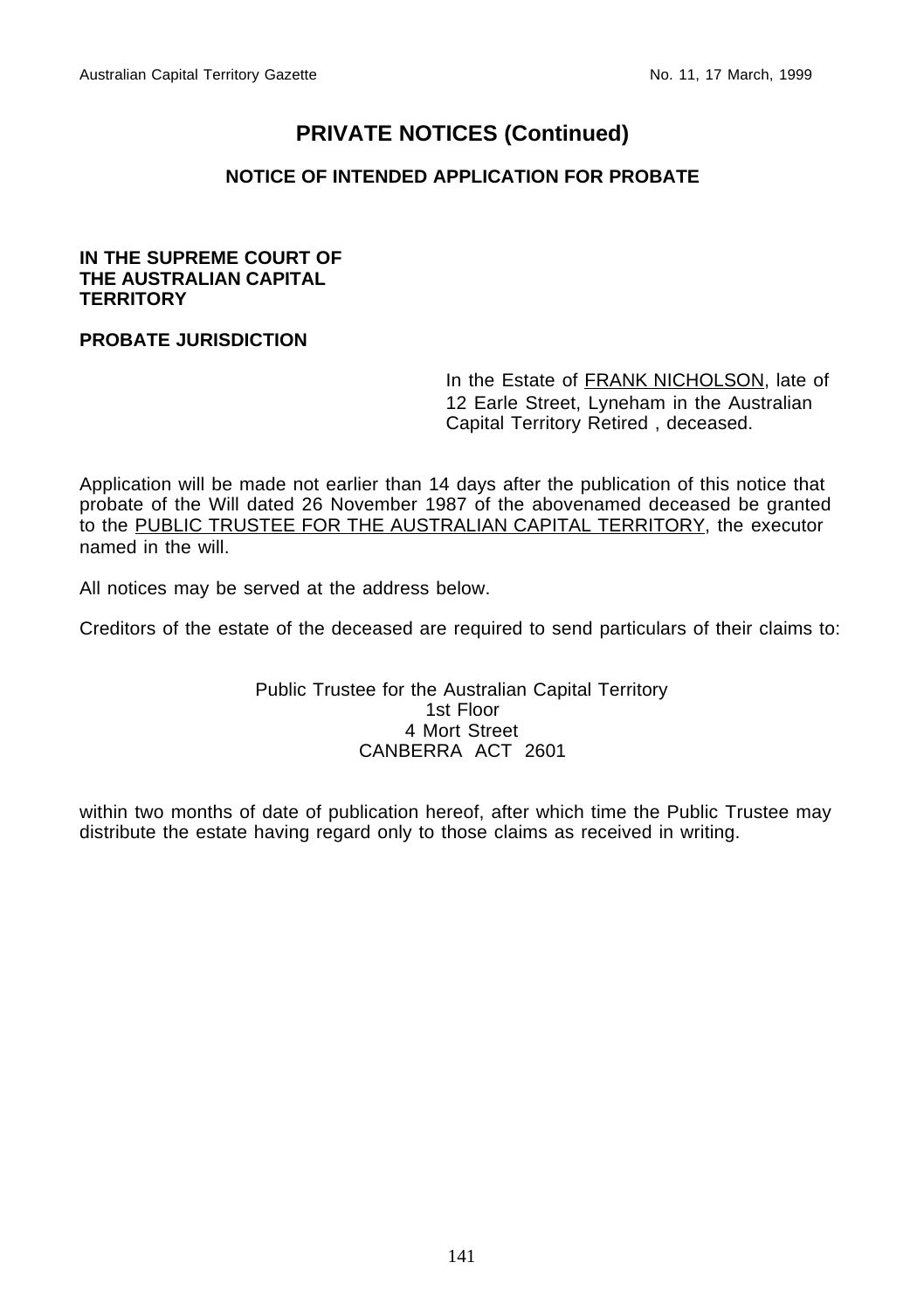# PRIVATE NOTICES (Continued)

## NOTICE OF INTENDED APPLICATION FOR PROBATE

**IN THE SUPREME COURT OF THE AUSTRALIAN CAPITAL TERRITORY**

**PROBATE JURISDICTION**

In the Estate of FRANK NICHOLSON, late of 12 Earle Street, Lyneham in the Australian Capital Territory Retired , deceased.

Application will be made not earlier than 14 days after the publication of this notice that probate of the Will dated 26 November 1987 of the abovenamed deceased be granted to the PUBLIC TRUSTEE FOR THE AUSTRALIAN CAPITAL TERRITORY, the executor named in the will.

All notices may be served at the address below.

Creditors of the estate of the deceased are required to send particulars of their claims to:

Public Trustee for the Australian Capital Territory
1st Floor
4 Mort Street
CANBERRA ACT 2601

within two months of date of publication hereof, after which time the Public Trustee may distribute the estate having regard only to those claims as received in writing.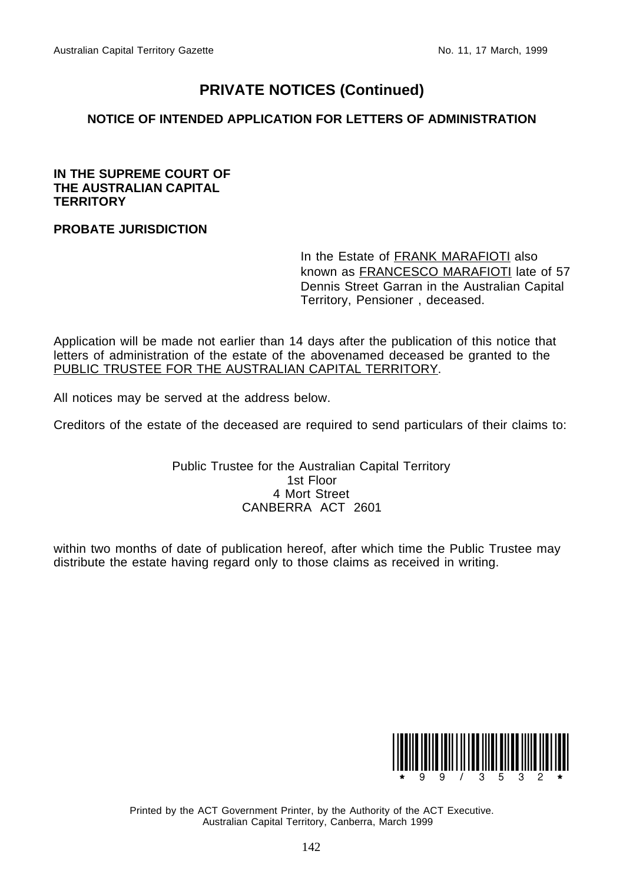# PRIVATE NOTICES (Continued)

## NOTICE OF INTENDED APPLICATION FOR LETTERS OF ADMINISTRATION

**IN THE SUPREME COURT OF THE AUSTRALIAN CAPITAL TERRITORY**

**PROBATE JURISDICTION**

In the Estate of FRANK MARAFIOTI also known as FRANCESCO MARAFIOTI late of 57 Dennis Street Garran in the Australian Capital Territory, Pensioner , deceased.

Application will be made not earlier than 14 days after the publication of this notice that letters of administration of the estate of the abovenamed deceased be granted to the PUBLIC TRUSTEE FOR THE AUSTRALIAN CAPITAL TERRITORY.

All notices may be served at the address below.

Creditors of the estate of the deceased are required to send particulars of their claims to:

Public Trustee for the Australian Capital Territory
1st Floor
4 Mort Street
CANBERRA ACT 2601

within two months of date of publication hereof, after which time the Public Trustee may distribute the estate having regard only to those claims as received in writing.

*99/3532*

Printed by the ACT Government Printer, by the Authority of the ACT Executive.
Australian Capital Territory, Canberra, March 1999